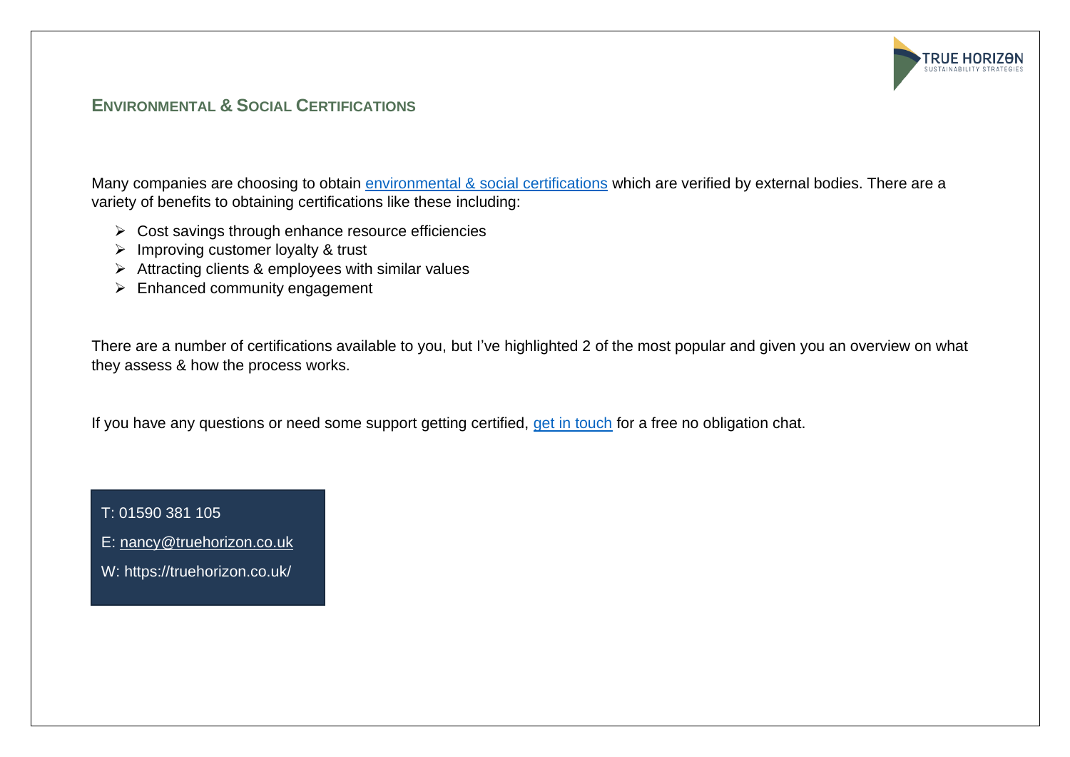## Environmental & Social Certifications

Many companies are choosing to obtain environmental & social certifications which are verified by external bodies. There are a variety of benefits to obtaining certifications like these including:

- Cost savings through enhance resource efficiencies
- Improving customer loyalty & trust
- Attracting clients & employees with similar values
- Enhanced community engagement

There are a number of certifications available to you, but I've highlighted 2 of the most popular and given you an overview on what they assess & how the process works.

If you have any questions or need some support getting certified, get in touch for a free no obligation chat.

T: 01590 381 105

E: nancy@truehorizon.co.uk

W: https://truehorizon.co.uk/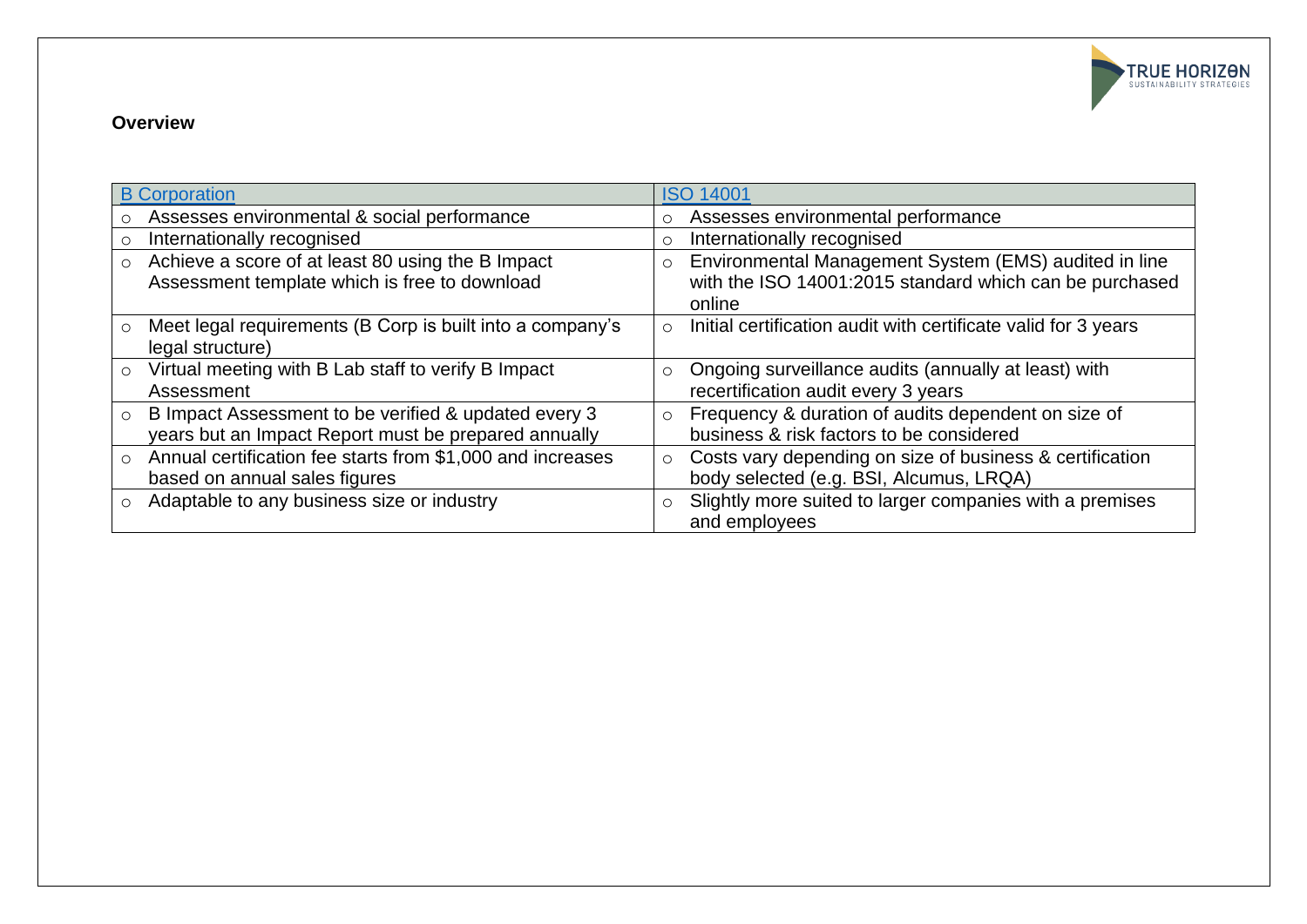**Overview**

| B Corporation | ISO 14001 |
|---|---|
| ○ Assesses environmental & social performance | ○ Assesses environmental performance |
| ○ Internationally recognised | ○ Internationally recognised |
| ○ Achieve a score of at least 80 using the B Impact Assessment template which is free to download | ○ Environmental Management System (EMS) audited in line with the ISO 14001:2015 standard which can be purchased online |
| ○ Meet legal requirements (B Corp is built into a company's legal structure) | ○ Initial certification audit with certificate valid for 3 years |
| ○ Virtual meeting with B Lab staff to verify B Impact Assessment | ○ Ongoing surveillance audits (annually at least) with recertification audit every 3 years |
| ○ B Impact Assessment to be verified & updated every 3 years but an Impact Report must be prepared annually | ○ Frequency & duration of audits dependent on size of business & risk factors to be considered |
| ○ Annual certification fee starts from $1,000 and increases based on annual sales figures | ○ Costs vary depending on size of business & certification body selected (e.g. BSI, Alcumus, LRQA) |
| ○ Adaptable to any business size or industry | ○ Slightly more suited to larger companies with a premises and employees |